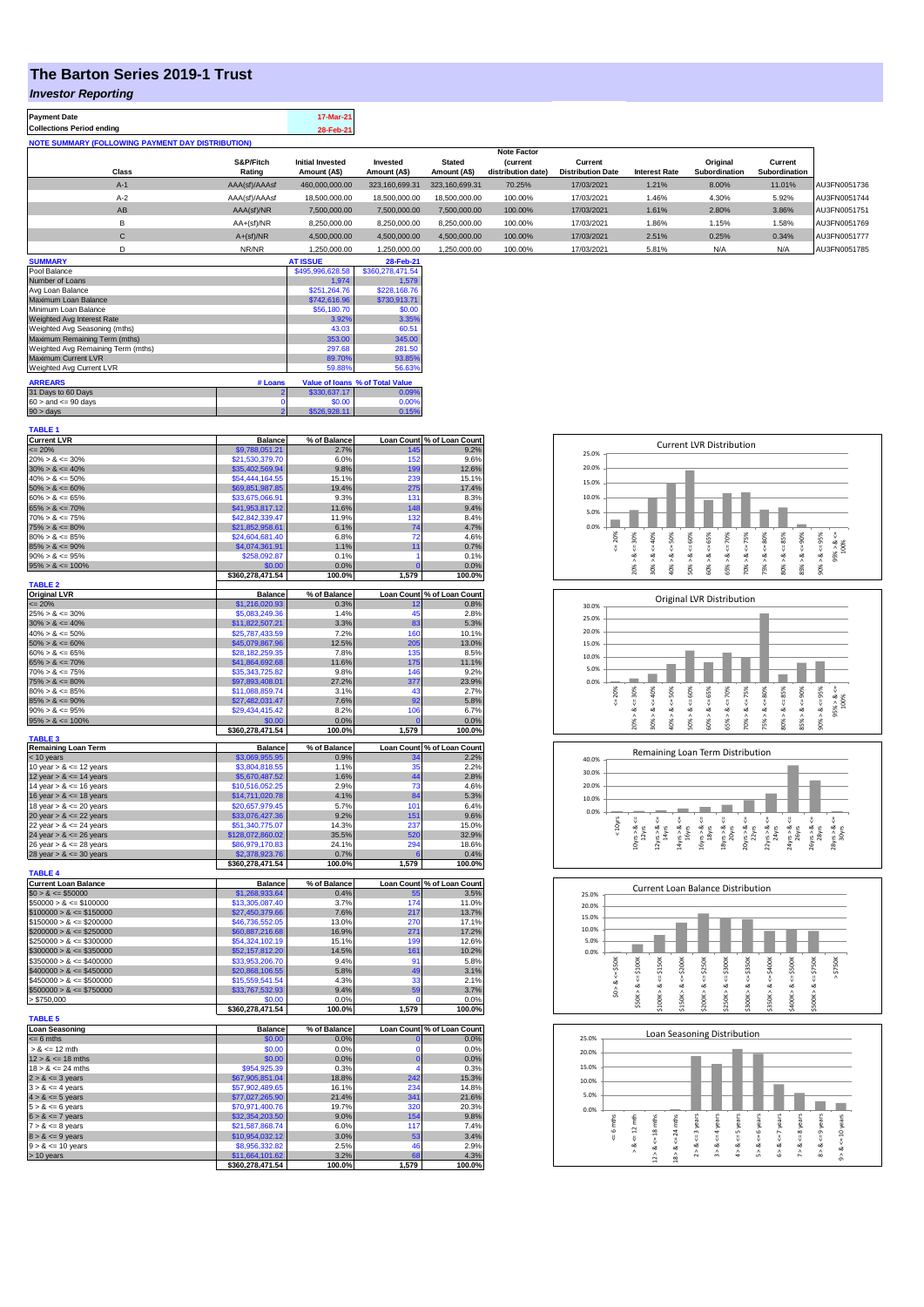# The Barton Series 2019-1 Trust

## *Investor Reporting*

| | |
|---|---|
| **Payment Date** | 17-Mar-21 |
| **Collections Period ending** | 28-Feb-21 |

**NOTE SUMMARY (FOLLOWING PAYMENT DAY DISTRIBUTION)**

| Class | S&P/Fitch Rating | Initial Invested Amount (A$) | Invested Amount (A$) | Stated Amount (A$) | Note Factor (current distribution date) | Current Distribution Date | Interest Rate | Original Subordination | Current Subordination | |
|---|---|---|---|---|---|---|---|---|---|---|
| A-1 | AAA(sf)/AAAsf | 460,000,000.00 | 323,160,699.31 | 323,160,699.31 | 70.25% | 17/03/2021 | 1.21% | 8.00% | 11.01% | AU3FN0051736 |
| A-2 | AAA(sf)/AAAsf | 18,500,000.00 | 18,500,000.00 | 18,500,000.00 | 100.00% | 17/03/2021 | 1.46% | 4.30% | 5.92% | AU3FN0051744 |
| AB | AAA(sf)/NR | 7,500,000.00 | 7,500,000.00 | 7,500,000.00 | 100.00% | 17/03/2021 | 1.61% | 2.80% | 3.86% | AU3FN0051751 |
| B | AA+(sf)/NR | 8,250,000.00 | 8,250,000.00 | 8,250,000.00 | 100.00% | 17/03/2021 | 1.86% | 1.15% | 1.58% | AU3FN0051769 |
| C | A+(sf)/NR | 4,500,000.00 | 4,500,000.00 | 4,500,000.00 | 100.00% | 17/03/2021 | 2.51% | 0.25% | 0.34% | AU3FN0051777 |
| D | NR/NR | 1,250,000.00 | 1,250,000.00 | 1,250,000.00 | 100.00% | 17/03/2021 | 5.81% | N/A | N/A | AU3FN0051785 |

| SUMMARY | AT ISSUE | 28-Feb-21 |
|---|---|---|
| Pool Balance | $495,996,628.58 | $360,278,471.54 |
| Number of Loans | 1,974 | 1,579 |
| Avg Loan Balance | $251,264.76 | $228,168.76 |
| Maximum Loan Balance | $742,616.96 | $730,913.71 |
| Minimum Loan Balance | $56,180.70 | $0.00 |
| Weighted Avg Interest Rate | 3.92% | 3.35% |
| Weighted Avg Seasoning (mths) | 43.03 | 60.51 |
| Maximum Remaining Term (mths) | 353.00 | 345.00 |
| Weighted Avg Remaining Term (mths) | 297.68 | 281.50 |
| Maximum Current LVR | 89.70% | 93.85% |
| Weighted Avg Current LVR | 59.88% | 56.63% |

| ARREARS | # Loans | Value of loans | % of Total Value |
|---|---|---|---|
| 31 Days to 60 Days | 2 | $330,637.17 | 0.09% |
| 60 > and <= 90 days | 0 | $0.00 | 0.00% |
| 90 > days | 2 | $526,928.11 | 0.15% |

**TABLE 1**

| Current LVR | Balance | % of Balance | Loan Count | % of Loan Count |
|---|---|---|---|---|
| <= 20% | $9,788,051.21 | 2.7% | 145 | 9.2% |
| 20% > & <= 30% | $21,530,379.70 | 6.0% | 152 | 9.6% |
| 30% > & <= 40% | $35,402,569.94 | 9.8% | 199 | 12.6% |
| 40% > & <= 50% | $54,444,164.55 | 15.1% | 239 | 15.1% |
| 50% > & <= 60% | $69,851,987.85 | 19.4% | 275 | 17.4% |
| 60% > & <= 65% | $33,675,066.91 | 9.3% | 131 | 8.3% |
| 65% > & <= 70% | $41,953,817.12 | 11.6% | 148 | 9.4% |
| 70% > & <= 75% | $42,842,339.47 | 11.9% | 132 | 8.4% |
| 75% > & <= 80% | $21,852,958.61 | 6.1% | 74 | 4.7% |
| 80% > & <= 85% | $24,604,681.40 | 6.8% | 72 | 4.6% |
| 85% > & <= 90% | $4,074,361.91 | 1.1% | 11 | 0.7% |
| 90% > & <= 95% | $258,092.87 | 0.1% | 1 | 0.1% |
| 95% > & <= 100% | $0.00 | 0.0% | 0 | 0.0% |
| | $360,278,471.54 | 100.0% | 1,579 | 100.0% |

**TABLE 2**

| Original LVR | Balance | % of Balance | Loan Count | % of Loan Count |
|---|---|---|---|---|
| <= 20% | $1,216,020.93 | 0.3% | 12 | 0.8% |
| 25% > & <= 30% | $5,083,249.36 | 1.4% | 45 | 2.8% |
| 30% > & <= 40% | $11,822,507.21 | 3.3% | 83 | 5.3% |
| 40% > & <= 50% | $25,787,433.59 | 7.2% | 160 | 10.1% |
| 50% > & <= 60% | $45,079,867.96 | 12.5% | 205 | 13.0% |
| 60% > & <= 65% | $28,182,259.35 | 7.8% | 135 | 8.5% |
| 65% > & <= 70% | $41,864,692.68 | 11.6% | 175 | 11.1% |
| 70% > & <= 75% | $35,343,725.82 | 9.8% | 146 | 9.2% |
| 75% > & <= 80% | $97,893,408.01 | 27.2% | 377 | 23.9% |
| 80% > & <= 85% | $11,088,859.74 | 3.1% | 43 | 2.7% |
| 85% > & <= 90% | $27,482,031.47 | 7.6% | 92 | 5.8% |
| 90% > & <= 95% | $29,434,415.42 | 8.2% | 106 | 6.7% |
| 95% > & <= 100% | $0.00 | 0.0% | 0 | 0.0% |
| | $360,278,471.54 | 100.0% | 1,579 | 100.0% |

**TABLE 3**

| Remaining Loan Term | Balance | % of Balance | Loan Count | % of Loan Count |
|---|---|---|---|---|
| < 10 years | $3,069,955.95 | 0.9% | 34 | 2.2% |
| 10 year > & <= 12 years | $3,804,818.55 | 1.1% | 35 | 2.2% |
| 12 year > & <= 14 years | $5,670,487.52 | 1.6% | 44 | 2.8% |
| 14 year > & <= 16 years | $10,516,052.25 | 2.9% | 73 | 4.6% |
| 16 year > & <= 18 years | $14,711,020.78 | 4.1% | 84 | 5.3% |
| 18 year > & <= 20 years | $20,657,979.45 | 5.7% | 101 | 6.4% |
| 20 year > & <= 22 years | $33,076,427.36 | 9.2% | 151 | 9.6% |
| 22 year > & <= 24 years | $51,340,775.07 | 14.3% | 237 | 15.0% |
| 24 year > & <= 26 years | $128,072,860.02 | 35.5% | 520 | 32.9% |
| 26 year > & <= 28 years | $86,979,170.83 | 24.1% | 294 | 18.6% |
| 28 year > & <= 30 years | $2,378,923.76 | 0.7% | 6 | 0.4% |
| | $360,278,471.54 | 100.0% | 1,579 | 100.0% |

**TABLE 4**

| Current Loan Balance | Balance | % of Balance | Loan Count | % of Loan Count |
|---|---|---|---|---|
| $0 > & <= $50000 | $1,268,933.64 | 0.4% | 55 | 3.5% |
| $50000 > & <= $100000 | $13,305,087.40 | 3.7% | 174 | 11.0% |
| $100000 > & <= $150000 | $27,450,379.66 | 7.6% | 217 | 13.7% |
| $150000 > & <= $200000 | $46,736,552.05 | 13.0% | 270 | 17.1% |
| $200000 > & <= $250000 | $60,887,216.68 | 16.9% | 271 | 17.2% |
| $250000 > & <= $300000 | $54,324,102.19 | 15.1% | 199 | 12.6% |
| $300000 > & <= $350000 | $52,157,812.20 | 14.5% | 161 | 10.2% |
| $350000 > & <= $400000 | $33,953,206.70 | 9.4% | 91 | 5.8% |
| $400000 > & <= $450000 | $20,868,106.55 | 5.8% | 49 | 3.1% |
| $450000 > & <= $500000 | $15,559,541.54 | 4.3% | 33 | 2.1% |
| $500000 > & <= $750000 | $33,767,532.93 | 9.4% | 59 | 3.7% |
| > $750,000 | $0.00 | 0.0% | 0 | 0.0% |
| | $360,278,471.54 | 100.0% | 1,579 | 100.0% |

**TABLE 5**

| Loan Seasoning | Balance | % of Balance | Loan Count | % of Loan Count |
|---|---|---|---|---|
| <= 6 mths | $0.00 | 0.0% | 0 | 0.0% |
| > & <= 12 mth | $0.00 | 0.0% | 0 | 0.0% |
| 12 > & <= 18 mths | $0.00 | 0.0% | 0 | 0.0% |
| 18 > & <= 24 mths | $954,925.39 | 0.3% | 4 | 0.3% |
| 2 > & <= 3 years | $67,905,851.04 | 18.8% | 242 | 15.3% |
| 3 > & <= 4 years | $57,902,489.65 | 16.1% | 234 | 14.8% |
| 4 > & <= 5 years | $77,027,265.90 | 21.4% | 341 | 21.6% |
| 5 > & <= 6 years | $70,971,400.76 | 19.7% | 320 | 20.3% |
| 6 > & <= 7 years | $32,354,203.50 | 9.0% | 154 | 9.8% |
| 7 > & <= 8 years | $21,587,868.74 | 6.0% | 117 | 7.4% |
| 8 > & <= 9 years | $10,954,032.12 | 3.0% | 53 | 3.4% |
| 9 > & <= 10 years | $8,956,332.82 | 2.5% | 46 | 2.9% |
| > 10 years | $11,664,101.62 | 3.2% | 68 | 4.3% |
| | $360,278,471.54 | 100.0% | 1,579 | 100.0% |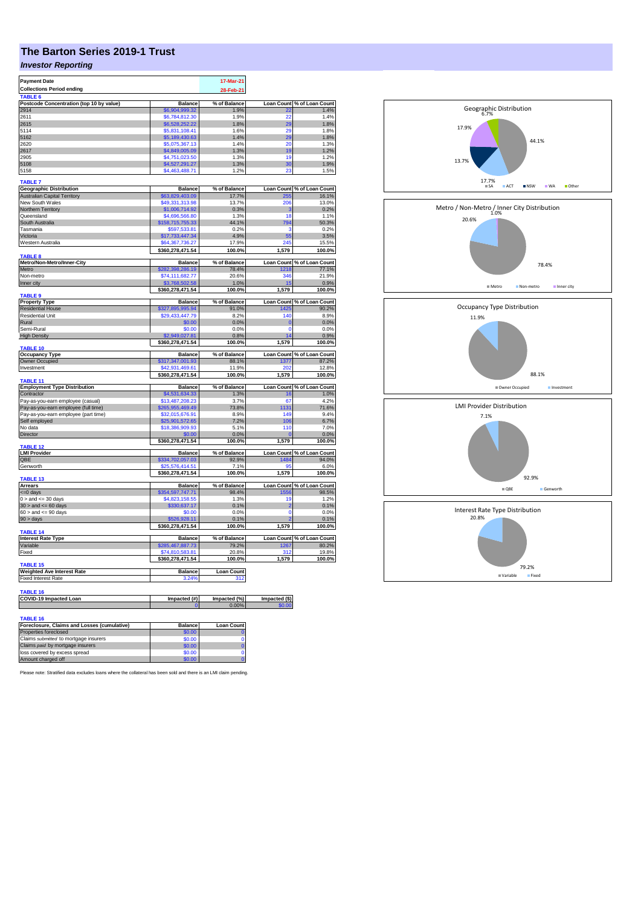# The Barton Series 2019-1 Trust

## *Investor Reporting*

| Payment Date | 17-Mar-21 |
|---|---|
| Collections Period ending | 28-Feb-21 |

**TABLE 6**

| Postcode Concentration (top 10 by value) | Balance | % of Balance | Loan Count | % of Loan Count |
|---|---|---|---|---|
| 2914 | $6,904,999.32 | 1.9% | 22 | 1.4% |
| 2611 | $6,784,812.30 | 1.9% | 22 | 1.4% |
| 2615 | $6,528,252.22 | 1.8% | 29 | 1.8% |
| 5114 | $5,831,108.41 | 1.6% | 29 | 1.8% |
| 5162 | $5,189,430.63 | 1.4% | 29 | 1.8% |
| 2620 | $5,075,367.13 | 1.4% | 20 | 1.3% |
| 2617 | $4,849,005.09 | 1.3% | 19 | 1.2% |
| 2905 | $4,751,023.50 | 1.3% | 19 | 1.2% |
| 5108 | $4,527,291.27 | 1.3% | 30 | 1.9% |
| 5158 | $4,463,488.71 | 1.2% | 23 | 1.5% |

**TABLE 7**

| Geographic Distribution | Balance | % of Balance | Loan Count | % of Loan Count |
|---|---|---|---|---|
| Australian Capital Territory | $63,829,403.09 | 17.7% | 255 | 16.1% |
| New South Wales | $49,331,313.98 | 13.7% | 206 | 13.0% |
| Northern Territory | $1,006,714.92 | 0.3% | 3 | 0.2% |
| Queensland | $4,696,566.80 | 1.3% | 18 | 1.1% |
| South Australia | $158,715,755.33 | 44.1% | 794 | 50.3% |
| Tasmania | $597,533.81 | 0.2% | 3 | 0.2% |
| Victoria | $17,733,447.34 | 4.9% | 55 | 3.5% |
| Western Australia | $64,367,736.27 | 17.9% | 245 | 15.5% |
| | $360,278,471.54 | 100.0% | 1,579 | 100.0% |

**TABLE 8**

| Metro/Non-Metro/Inner-City | Balance | % of Balance | Loan Count | % of Loan Count |
|---|---|---|---|---|
| Metro | $282,398,286.19 | 78.4% | 1218 | 77.1% |
| Non-metro | $74,111,682.77 | 20.6% | 346 | 21.9% |
| Inner city | $3,768,502.58 | 1.0% | 15 | 0.9% |
| | $360,278,471.54 | 100.0% | 1,579 | 100.0% |

**TABLE 9**

| Property Type | Balance | % of Balance | Loan Count | % of Loan Count |
|---|---|---|---|---|
| Residential House | $327,895,995.94 | 91.0% | 1425 | 90.2% |
| Residential Unit | $29,433,447.79 | 8.2% | 140 | 8.9% |
| Rural | $0.00 | 0.0% | 0 | 0.0% |
| Semi-Rural | $0.00 | 0.0% | 0 | 0.0% |
| High Density | $2,949,027.81 | 0.8% | 14 | 0.9% |
| | $360,278,471.54 | 100.0% | 1,579 | 100.0% |

**TABLE 10**

| Occupancy Type | Balance | % of Balance | Loan Count | % of Loan Count |
|---|---|---|---|---|
| Owner Occupied | $317,347,001.93 | 88.1% | 1377 | 87.2% |
| Investment | $42,931,469.61 | 11.9% | 202 | 12.8% |
| | $360,278,471.54 | 100.0% | 1,579 | 100.0% |

**TABLE 11**

| Employment Type Distribution | Balance | % of Balance | Loan Count | % of Loan Count |
|---|---|---|---|---|
| Contractor | $4,531,634.33 | 1.3% | 16 | 1.0% |
| Pay-as-you-earn employee (casual) | $13,487,208.23 | 3.7% | 67 | 4.2% |
| Pay-as-you-earn employee (full time) | $265,955,469.49 | 73.8% | 1131 | 71.6% |
| Pay-as-you-earn employee (part time) | $32,015,676.91 | 8.9% | 149 | 9.4% |
| Self employed | $25,901,572.65 | 7.2% | 106 | 6.7% |
| No data | $18,386,909.93 | 5.1% | 110 | 7.0% |
| Director | $0.00 | 0.0% | 0 | 0.0% |
| | $360,278,471.54 | 100.0% | 1,579 | 100.0% |

**TABLE 12**

| LMI Provider | Balance | % of Balance | Loan Count | % of Loan Count |
|---|---|---|---|---|
| QBE | $334,702,057.03 | 92.9% | 1484 | 94.0% |
| Genworth | $25,576,414.51 | 7.1% | 95 | 6.0% |
| | $360,278,471.54 | 100.0% | 1,579 | 100.0% |

**TABLE 13**

| Arrears | Balance | % of Balance | Loan Count | % of Loan Count |
|---|---|---|---|---|
| <=0 days | $354,597,747.71 | 98.4% | 1556 | 98.5% |
| 0 > and <= 30 days | $4,823,158.55 | 1.3% | 19 | 1.2% |
| 30 > and <= 60 days | $330,637.17 | 0.1% | 2 | 0.1% |
| 60 > and <= 90 days | $0.00 | 0.0% | 0 | 0.0% |
| 90 > days | $526,928.11 | 0.1% | 2 | 0.1% |
| | $360,278,471.54 | 100.0% | 1,579 | 100.0% |

**TABLE 14**

| Interest Rate Type | Balance | % of Balance | Loan Count | % of Loan Count |
|---|---|---|---|---|
| Variable | $285,467,887.73 | 79.2% | 1267 | 80.2% |
| Fixed | $74,810,583.81 | 20.8% | 312 | 19.8% |
| | $360,278,471.54 | 100.0% | 1,579 | 100.0% |

**TABLE 15**

| Weighted Ave Interest Rate | Balance | Loan Count |
|---|---|---|
| Fixed Interest Rate | 3.24% | 312 |

**TABLE 16**

| COVID-19 Impacted Loan | Impacted (#) | Impacted (%) | Impacted ($) |
|---|---|---|---|
| | 0 | 0.00% | $0.00 |

**TABLE 16**

| Foreclosure, Claims and Losses (cumulative) | Balance | Loan Count |
|---|---|---|
| Properties foreclosed | $0.00 | 0 |
| Claims *submitted* to mortgage insurers | $0.00 | 0 |
| Claims *paid* by mortgage insurers | $0.00 | 0 |
| loss covered by excess spread | $0.00 | 0 |
| Amount charged off | $0.00 | 0 |

Please note: Stratified data excludes loans where the collateral has been sold and there is an LMI claim pending.

**Geographic Distribution**

SA 44.1%, ACT 17.7%, NSW 13.7%, WA 17.9%, Other 6.7%

**Metro / Non-Metro / Inner City Distribution**

Metro 78.4%, Non-metro 20.6%, Inner city 1.0%

**Occupancy Type Distribution**

Owner Occupied 88.1%, Investment 11.9%

**LMI Provider Distribution**

QBE 92.9%, Genworth 7.1%

**Interest Rate Type Distribution**

Variable 79.2%, Fixed 20.8%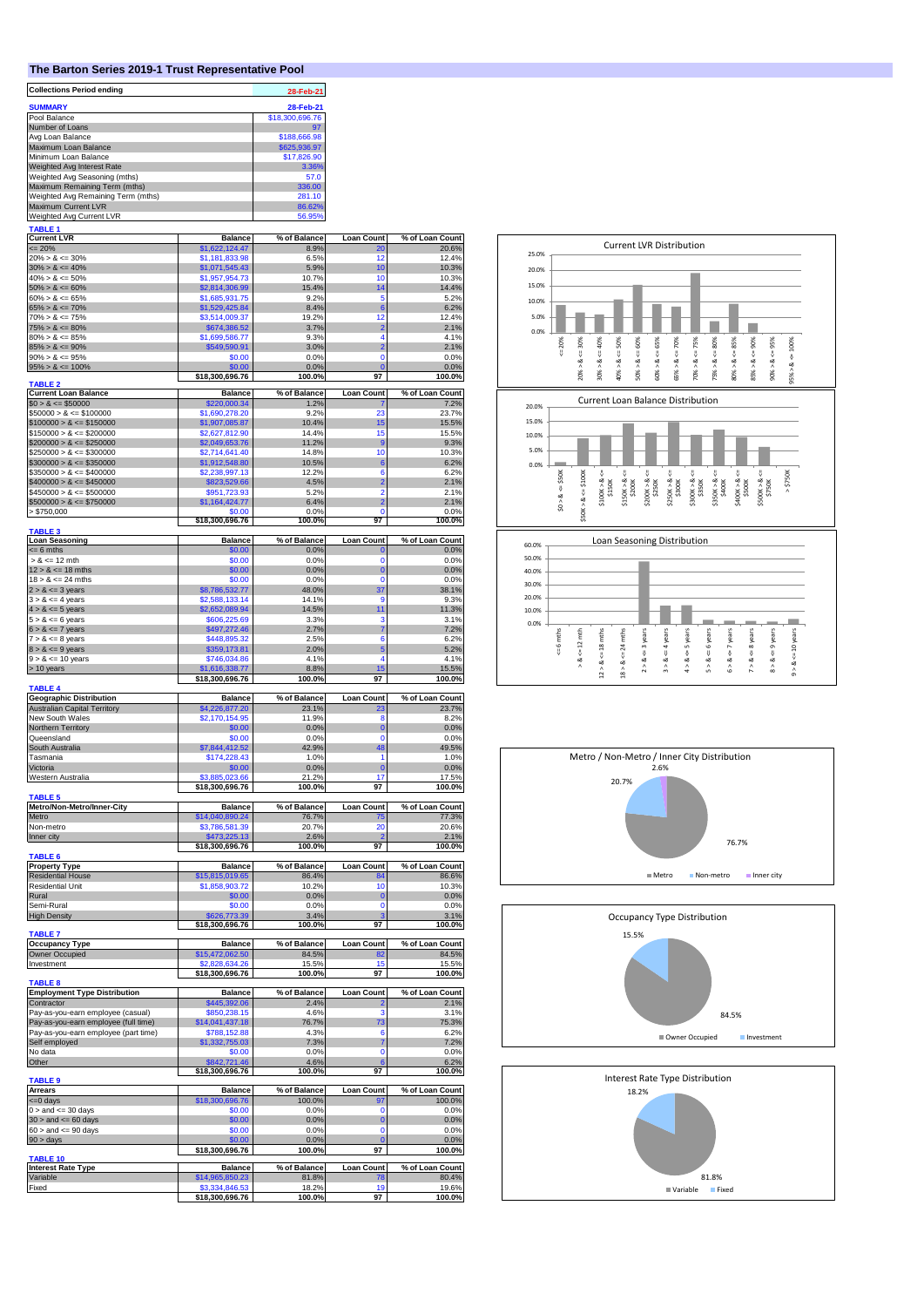# The Barton Series 2019-1 Trust Representative Pool

| Collections Period ending | 28-Feb-21 |
|---|---|

| SUMMARY | 28-Feb-21 |
|---|---|
| Pool Balance | $18,300,696.76 |
| Number of Loans | 97 |
| Avg Loan Balance | $188,666.98 |
| Maximum Loan Balance | $625,936.97 |
| Minimum Loan Balance | $17,826.90 |
| Weighted Avg Interest Rate | 3.36% |
| Weighted Avg Seasoning (mths) | 57.0 |
| Maximum Remaining Term (mths) | 336.00 |
| Weighted Avg Remaining Term (mths) | 281.10 |
| Maximum Current LVR | 86.62% |
| Weighted Avg Current LVR | 56.95% |

**TABLE 1**

| Current LVR | Balance | % of Balance | Loan Count | % of Loan Count |
|---|---|---|---|---|
| <= 20% | $1,622,124.47 | 8.9% | 20 | 20.6% |
| 20% > & <= 30% | $1,181,833.98 | 6.5% | 12 | 12.4% |
| 30% > & <= 40% | $1,071,545.43 | 5.9% | 10 | 10.3% |
| 40% > & <= 50% | $1,957,954.73 | 10.7% | 10 | 10.3% |
| 50% > & <= 60% | $2,814,306.99 | 15.4% | 14 | 14.4% |
| 60% > & <= 65% | $1,685,931.75 | 9.2% | 5 | 5.2% |
| 65% > & <= 70% | $1,529,425.84 | 8.4% | 6 | 6.2% |
| 70% > & <= 75% | $3,514,009.37 | 19.2% | 12 | 12.4% |
| 75% > & <= 80% | $674,386.52 | 3.7% | 2 | 2.1% |
| 80% > & <= 85% | $1,699,586.77 | 9.3% | 4 | 4.1% |
| 85% > & <= 90% | $549,590.91 | 3.0% | 2 | 2.1% |
| 90% > & <= 95% | $0.00 | 0.0% | 0 | 0.0% |
| 95% > & <= 100% | $0.00 | 0.0% | 0 | 0.0% |
| | $18,300,696.76 | 100.0% | 97 | 100.0% |

**TABLE 2**

| Current Loan Balance | Balance | % of Balance | Loan Count | % of Loan Count |
|---|---|---|---|---|
| $0 > & <= $50000 | $220,000.34 | 1.2% | 7 | 7.2% |
| $50000 > & <= $100000 | $1,690,278.20 | 9.2% | 23 | 23.7% |
| $100000 > & <= $150000 | $1,907,085.87 | 10.4% | 15 | 15.5% |
| $150000 > & <= $200000 | $2,627,812.90 | 14.4% | 15 | 15.5% |
| $200000 > & <= $250000 | $2,049,653.76 | 11.2% | 9 | 9.3% |
| $250000 > & <= $300000 | $2,714,641.40 | 14.8% | 10 | 10.3% |
| $300000 > & <= $350000 | $1,912,548.80 | 10.5% | 6 | 6.2% |
| $350000 > & <= $400000 | $2,238,997.13 | 12.2% | 6 | 6.2% |
| $400000 > & <= $450000 | $823,529.66 | 4.5% | 2 | 2.1% |
| $450000 > & <= $500000 | $951,723.93 | 5.2% | 2 | 2.1% |
| $500000 > & <= $750000 | $1,164,424.77 | 6.4% | 2 | 2.1% |
| > $750,000 | $0.00 | 0.0% | 0 | 0.0% |
| | $18,300,696.76 | 100.0% | 97 | 100.0% |

**TABLE 3**

| Loan Seasoning | Balance | % of Balance | Loan Count | % of Loan Count |
|---|---|---|---|---|
| <= 6 mths | $0.00 | 0.0% | 0 | 0.0% |
| > & <= 12 mth | $0.00 | 0.0% | 0 | 0.0% |
| 12 > & <= 18 mths | $0.00 | 0.0% | 0 | 0.0% |
| 18 > & <= 24 mths | $0.00 | 0.0% | 0 | 0.0% |
| 2 > & <= 3 years | $8,786,532.77 | 48.0% | 37 | 38.1% |
| 3 > & <= 4 years | $2,588,133.14 | 14.1% | 9 | 9.3% |
| 4 > & <= 5 years | $2,652,089.94 | 14.5% | 11 | 11.3% |
| 5 > & <= 6 years | $606,225.69 | 3.3% | 3 | 3.1% |
| 6 > & <= 7 years | $497,272.46 | 2.7% | 7 | 7.2% |
| 7 > & <= 8 years | $448,895.32 | 2.5% | 6 | 6.2% |
| 8 > & <= 9 years | $359,173.81 | 2.0% | 5 | 5.2% |
| 9 > & <= 10 years | $746,034.86 | 4.1% | 4 | 4.1% |
| > 10 years | $1,616,338.77 | 8.8% | 15 | 15.5% |
| | $18,300,696.76 | 100.0% | 97 | 100.0% |

**TABLE 4**

| Geographic Distribution | Balance | % of Balance | Loan Count | % of Loan Count |
|---|---|---|---|---|
| Australian Capital Territory | $4,226,877.20 | 23.1% | 23 | 23.7% |
| New South Wales | $2,170,154.95 | 11.9% | 8 | 8.2% |
| Northern Territory | $0.00 | 0.0% | 0 | 0.0% |
| Queensland | $0.00 | 0.0% | 0 | 0.0% |
| South Australia | $7,844,412.52 | 42.9% | 48 | 49.5% |
| Tasmania | $174,228.43 | 1.0% | 1 | 1.0% |
| Victoria | $0.00 | 0.0% | 0 | 0.0% |
| Western Australia | $3,885,023.66 | 21.2% | 17 | 17.5% |
| | $18,300,696.76 | 100.0% | 97 | 100.0% |

**TABLE 5**

| Metro/Non-Metro/Inner-City | Balance | % of Balance | Loan Count | % of Loan Count |
|---|---|---|---|---|
| Metro | $14,040,890.24 | 76.7% | 75 | 77.3% |
| Non-metro | $3,786,581.39 | 20.7% | 20 | 20.6% |
| Inner city | $473,225.13 | 2.6% | 2 | 2.1% |
| | $18,300,696.76 | 100.0% | 97 | 100.0% |

**TABLE 6**

| Property Type | Balance | % of Balance | Loan Count | % of Loan Count |
|---|---|---|---|---|
| Residential House | $15,815,019.65 | 86.4% | 84 | 86.6% |
| Residential Unit | $1,858,903.72 | 10.2% | 10 | 10.3% |
| Rural | $0.00 | 0.0% | 0 | 0.0% |
| Semi-Rural | $0.00 | 0.0% | 0 | 0.0% |
| High Density | $626,773.39 | 3.4% | 3 | 3.1% |
| | $18,300,696.76 | 100.0% | 97 | 100.0% |

**TABLE 7**

| Occupancy Type | Balance | % of Balance | Loan Count | % of Loan Count |
|---|---|---|---|---|
| Owner Occupied | $15,472,062.50 | 84.5% | 82 | 84.5% |
| Investment | $2,828,634.26 | 15.5% | 15 | 15.5% |
| | $18,300,696.76 | 100.0% | 97 | 100.0% |

**TABLE 8**

| Employment Type Distribution | Balance | % of Balance | Loan Count | % of Loan Count |
|---|---|---|---|---|
| Contractor | $445,392.06 | 2.4% | 2 | 2.1% |
| Pay-as-you-earn employee (casual) | $850,238.15 | 4.6% | 3 | 3.1% |
| Pay-as-you-earn employee (full time) | $14,041,437.18 | 76.7% | 73 | 75.3% |
| Pay-as-you-earn employee (part time) | $788,152.88 | 4.3% | 6 | 6.2% |
| Self employed | $1,332,755.03 | 7.3% | 7 | 7.2% |
| No data | $0.00 | 0.0% | 0 | 0.0% |
| Other | $842,721.46 | 4.6% | 6 | 6.2% |
| | $18,300,696.76 | 100.0% | 97 | 100.0% |

**TABLE 9**

| Arrears | Balance | % of Balance | Loan Count | % of Loan Count |
|---|---|---|---|---|
| <=0 days | $18,300,696.76 | 100.0% | 97 | 100.0% |
| 0 > and <= 30 days | $0.00 | 0.0% | 0 | 0.0% |
| 30 > and <= 60 days | $0.00 | 0.0% | 0 | 0.0% |
| 60 > and <= 90 days | $0.00 | 0.0% | 0 | 0.0% |
| 90 > days | $0.00 | 0.0% | 0 | 0.0% |
| | $18,300,696.76 | 100.0% | 97 | 100.0% |

**TABLE 10**

| Interest Rate Type | Balance | % of Balance | Loan Count | % of Loan Count |
|---|---|---|---|---|
| Variable | $14,965,850.23 | 81.8% | 78 | 80.4% |
| Fixed | $3,334,846.53 | 18.2% | 19 | 19.6% |
| | $18,300,696.76 | 100.0% | 97 | 100.0% |

Current LVR Distribution
25.0%
20.0%
15.0%
10.0%
5.0%
0.0%
<= 20%
20% > & <= 30%
30% > & <= 40%
40% > & <= 50%
50% > & <= 60%
60% > & <= 65%
65% > & <= 70%
70% > & <= 75%
75% > & <= 80%
80% > & <= 85%
85% > & <= 90%
90% > & <= 95%
95% > & <= 100%

Current Loan Balance Distribution
20.0%
15.0%
10.0%
5.0%
0.0%
$0 > & <= $50K
$50K > & <= $100K
$100K > & <= $150K
$150K > & <= $200K
$200K > & <= $250K
$250K > & <= $300K
$300K > & <= $350K
$350K > & <= $400K
$400K > & <= $500K
$500K > & <= $750K
> $750K

Loan Seasoning Distribution
60.0%
50.0%
40.0%
30.0%
20.0%
10.0%
0.0%
<= 6 mths
> & <= 12 mth
12 > & <= 18 mths
18 > & <= 24 mths
2 > & <= 3 years
3 > & <= 4 years
4 > & <= 5 years
5 > & <= 6 years
6 > & <= 7 years
7 > & <= 8 years
8 > & <= 9 years
9 > & <= 10 years

Metro / Non-Metro / Inner City Distribution
2.6%
20.7%
76.7%
Metro
Non-metro
Inner city

Occupancy Type Distribution
15.5%
84.5%
Owner Occupied
Investment

Interest Rate Type Distribution
18.2%
81.8%
Variable
Fixed